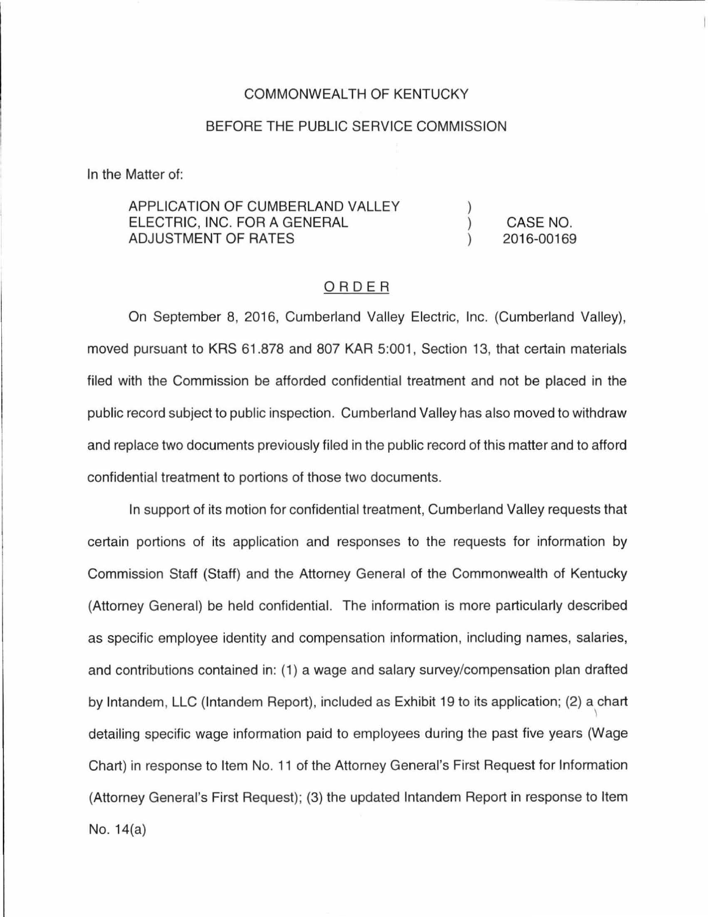COMMONWEALTH OF KENTUCKY

BEFORE THE PUBLIC SERVICE COMMISSION

In the Matter of:

| | | |
|---|---|---|
| APPLICATION OF CUMBERLAND VALLEY ELECTRIC, INC. FOR A GENERAL ADJUSTMENT OF RATES | ) ) ) | CASE NO. 2016-00169 |

ORDER

On September 8, 2016, Cumberland Valley Electric, Inc. (Cumberland Valley), moved pursuant to KRS 61.878 and 807 KAR 5:001, Section 13, that certain materials filed with the Commission be afforded confidential treatment and not be placed in the public record subject to public inspection. Cumberland Valley has also moved to withdraw and replace two documents previously filed in the public record of this matter and to afford confidential treatment to portions of those two documents.

In support of its motion for confidential treatment, Cumberland Valley requests that certain portions of its application and responses to the requests for information by Commission Staff (Staff) and the Attorney General of the Commonwealth of Kentucky (Attorney General) be held confidential. The information is more particularly described as specific employee identity and compensation information, including names, salaries, and contributions contained in: (1) a wage and salary survey/compensation plan drafted by Intandem, LLC (Intandem Report), included as Exhibit 19 to its application; (2) a chart detailing specific wage information paid to employees during the past five years (Wage Chart) in response to Item No. 11 of the Attorney General's First Request for Information (Attorney General's First Request); (3) the updated Intandem Report in response to Item No. 14(a)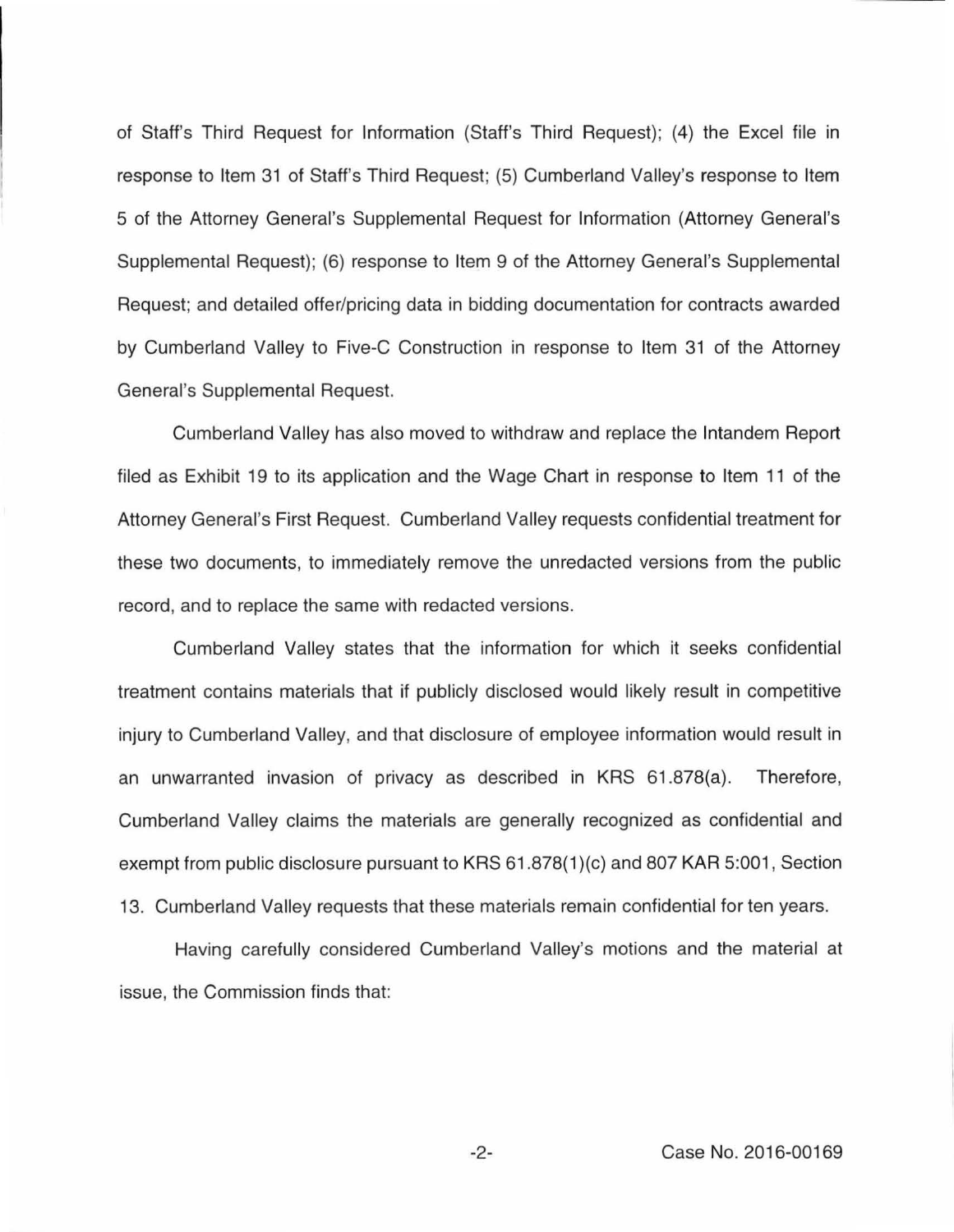of Staff's Third Request for Information (Staff's Third Request); (4) the Excel file in response to Item 31 of Staff's Third Request; (5) Cumberland Valley's response to Item 5 of the Attorney General's Supplemental Request for Information (Attorney General's Supplemental Request); (6) response to Item 9 of the Attorney General's Supplemental Request; and detailed offer/pricing data in bidding documentation for contracts awarded by Cumberland Valley to Five-C Construction in response to Item 31 of the Attorney General's Supplemental Request.

Cumberland Valley has also moved to withdraw and replace the Intandem Report filed as Exhibit 19 to its application and the Wage Chart in response to Item 11 of the Attorney General's First Request. Cumberland Valley requests confidential treatment for these two documents, to immediately remove the unredacted versions from the public record, and to replace the same with redacted versions.

Cumberland Valley states that the information for which it seeks confidential treatment contains materials that if publicly disclosed would likely result in competitive injury to Cumberland Valley, and that disclosure of employee information would result in an unwarranted invasion of privacy as described in KRS 61.878(a). Therefore, Cumberland Valley claims the materials are generally recognized as confidential and exempt from public disclosure pursuant to KRS 61.878(1)(c) and 807 KAR 5:001, Section 13. Cumberland Valley requests that these materials remain confidential for ten years.

Having carefully considered Cumberland Valley's motions and the material at issue, the Commission finds that: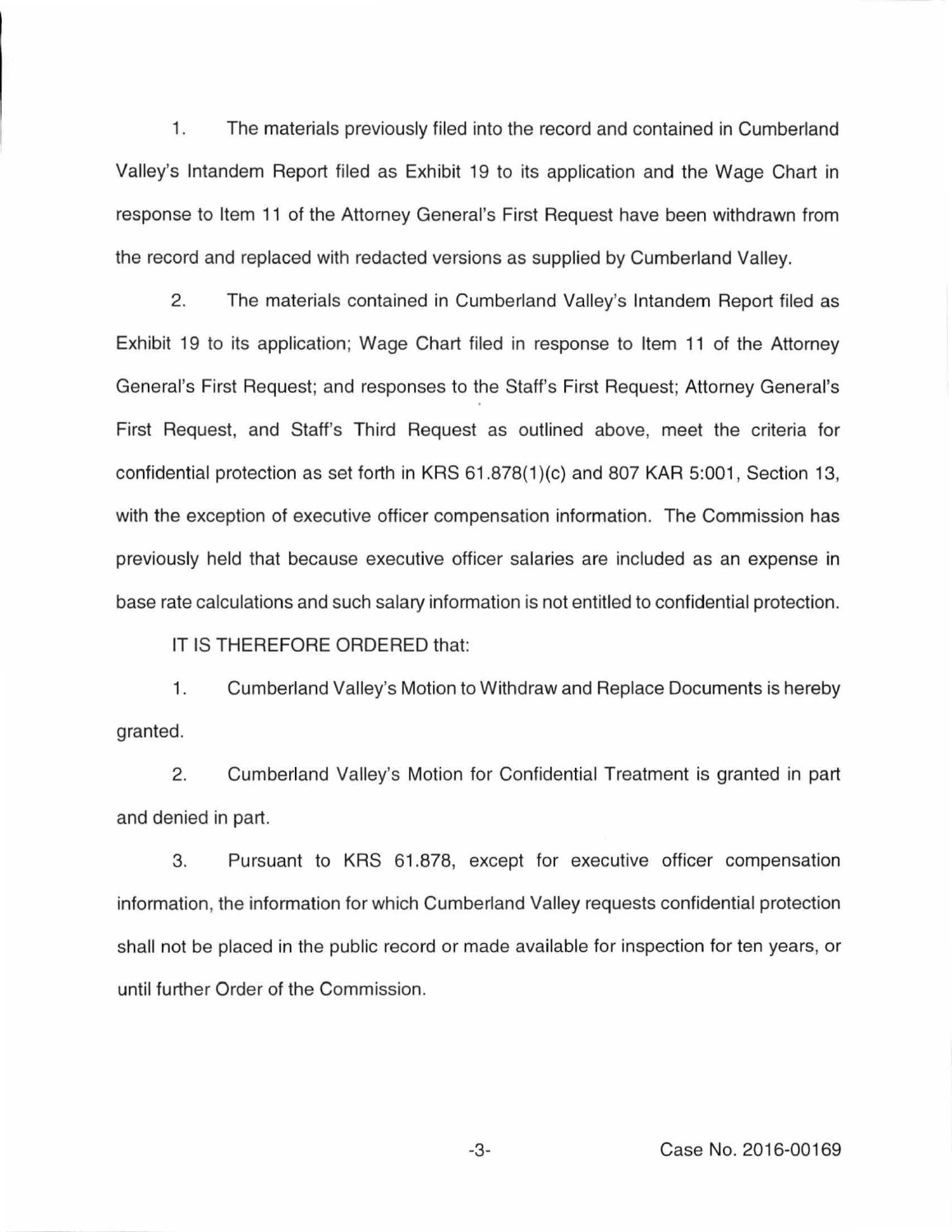1. The materials previously filed into the record and contained in Cumberland Valley's Intandem Report filed as Exhibit 19 to its application and the Wage Chart in response to Item 11 of the Attorney General's First Request have been withdrawn from the record and replaced with redacted versions as supplied by Cumberland Valley.

2. The materials contained in Cumberland Valley's Intandem Report filed as Exhibit 19 to its application; Wage Chart filed in response to Item 11 of the Attorney General's First Request; and responses to the Staff's First Request; Attorney General's First Request, and Staff's Third Request as outlined above, meet the criteria for confidential protection as set forth in KRS 61.878(1)(c) and 807 KAR 5:001, Section 13, with the exception of executive officer compensation information. The Commission has previously held that because executive officer salaries are included as an expense in base rate calculations and such salary information is not entitled to confidential protection.

IT IS THEREFORE ORDERED that:

1. Cumberland Valley's Motion to Withdraw and Replace Documents is hereby granted.

2. Cumberland Valley's Motion for Confidential Treatment is granted in part and denied in part.

3. Pursuant to KRS 61.878, except for executive officer compensation information, the information for which Cumberland Valley requests confidential protection shall not be placed in the public record or made available for inspection for ten years, or until further Order of the Commission.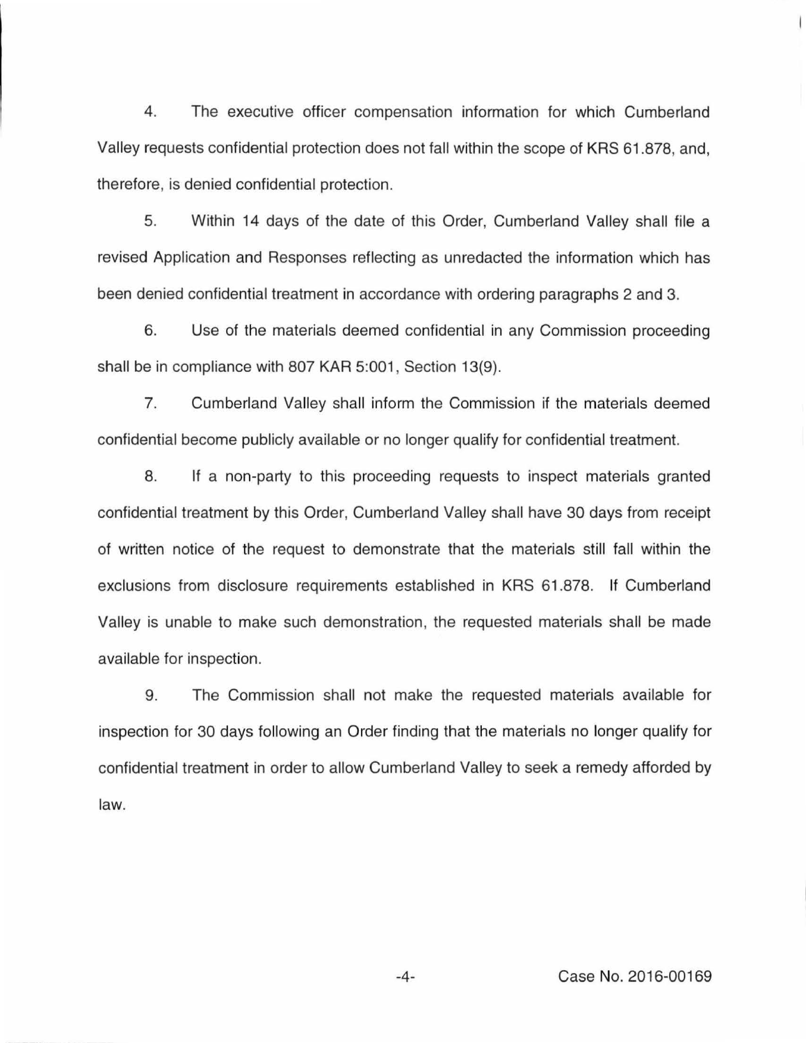4. The executive officer compensation information for which Cumberland Valley requests confidential protection does not fall within the scope of KRS 61.878, and, therefore, is denied confidential protection.

5. Within 14 days of the date of this Order, Cumberland Valley shall file a revised Application and Responses reflecting as unredacted the information which has been denied confidential treatment in accordance with ordering paragraphs 2 and 3.

6. Use of the materials deemed confidential in any Commission proceeding shall be in compliance with 807 KAR 5:001, Section 13(9).

7. Cumberland Valley shall inform the Commission if the materials deemed confidential become publicly available or no longer qualify for confidential treatment.

8. If a non-party to this proceeding requests to inspect materials granted confidential treatment by this Order, Cumberland Valley shall have 30 days from receipt of written notice of the request to demonstrate that the materials still fall within the exclusions from disclosure requirements established in KRS 61.878. If Cumberland Valley is unable to make such demonstration, the requested materials shall be made available for inspection.

9. The Commission shall not make the requested materials available for inspection for 30 days following an Order finding that the materials no longer qualify for confidential treatment in order to allow Cumberland Valley to seek a remedy afforded by law.

Case No. 2016-00169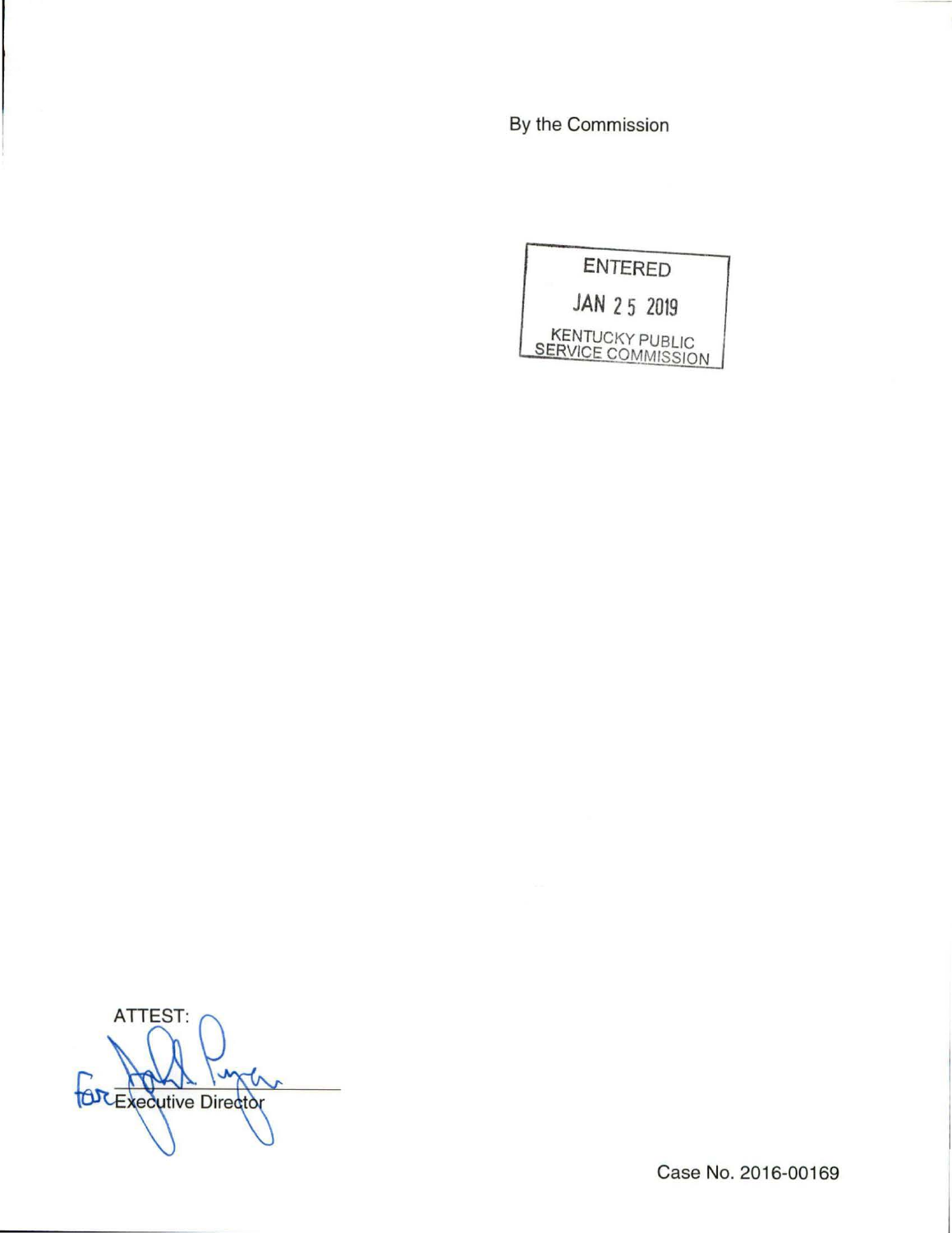By the Commission

ENTERED

JAN 25 2019

KENTUCKY PUBLIC SERVICE COMMISSION

ATTEST:

for Executive Director

Case No. 2016-00169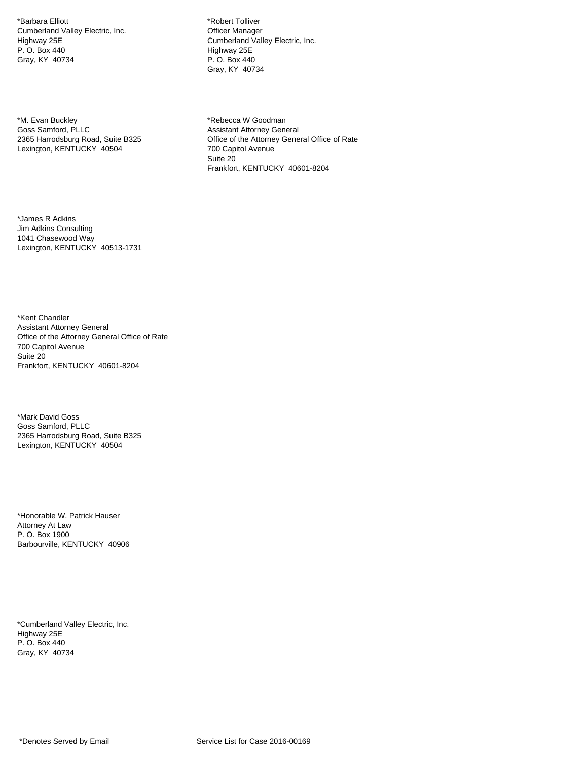*Barbara Elliott
Cumberland Valley Electric, Inc.
Highway 25E
P. O. Box 440
Gray, KY  40734

*Robert Tolliver
Officer Manager
Cumberland Valley Electric, Inc.
Highway 25E
P. O. Box 440
Gray, KY  40734

*M. Evan Buckley
Goss Samford, PLLC
2365 Harrodsburg Road, Suite B325
Lexington, KENTUCKY  40504

*Rebecca W Goodman
Assistant Attorney General
Office of the Attorney General Office of Rate
700 Capitol Avenue
Suite 20
Frankfort, KENTUCKY  40601-8204

*James R Adkins
Jim Adkins Consulting
1041 Chasewood Way
Lexington, KENTUCKY  40513-1731

*Kent Chandler
Assistant Attorney General
Office of the Attorney General Office of Rate
700 Capitol Avenue
Suite 20
Frankfort, KENTUCKY  40601-8204

*Mark David Goss
Goss Samford, PLLC
2365 Harrodsburg Road, Suite B325
Lexington, KENTUCKY  40504

*Honorable W. Patrick Hauser
Attorney At Law
P. O. Box 1900
Barbourville, KENTUCKY  40906

*Cumberland Valley Electric, Inc.
Highway 25E
P. O. Box 440
Gray, KY  40734

*Denotes Served by Email

Service List for Case 2016-00169